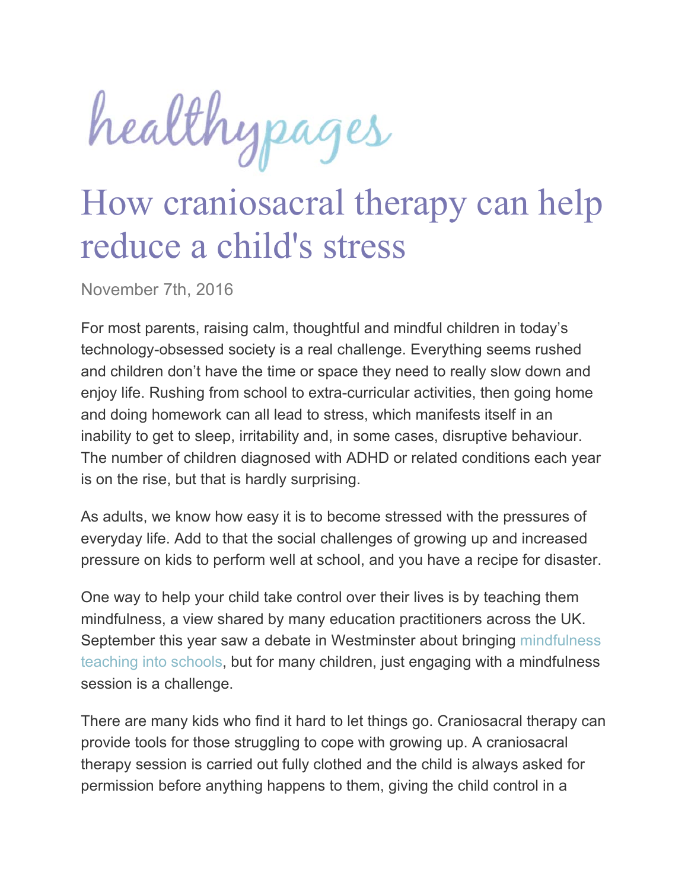healthypages

# How craniosacral therapy can help reduce a child's stress

November 7th, 2016

For most parents, raising calm, thoughtful and mindful children in today's technology-obsessed society is a real challenge. Everything seems rushed and children don't have the time or space they need to really slow down and enjoy life. Rushing from school to extra-curricular activities, then going home and doing homework can all lead to stress, which manifests itself in an inability to get to sleep, irritability and, in some cases, disruptive behaviour. The number of children diagnosed with ADHD or related conditions each year is on the rise, but that is hardly surprising.

As adults, we know how easy it is to become stressed with the pressures of everyday life. Add to that the social challenges of growing up and increased pressure on kids to perform well at school, and you have a recipe for disaster.

One way to help your child take control over their lives is by teaching them mindfulness, a view shared by many education practitioners across the UK. September this year saw a debate in Westminster about bringing mindfulness teaching into schools, but for many children, just engaging with a mindfulness session is a challenge.

There are many kids who find it hard to let things go. Craniosacral therapy can provide tools for those struggling to cope with growing up. A craniosacral therapy session is carried out fully clothed and the child is always asked for permission before anything happens to them, giving the child control in a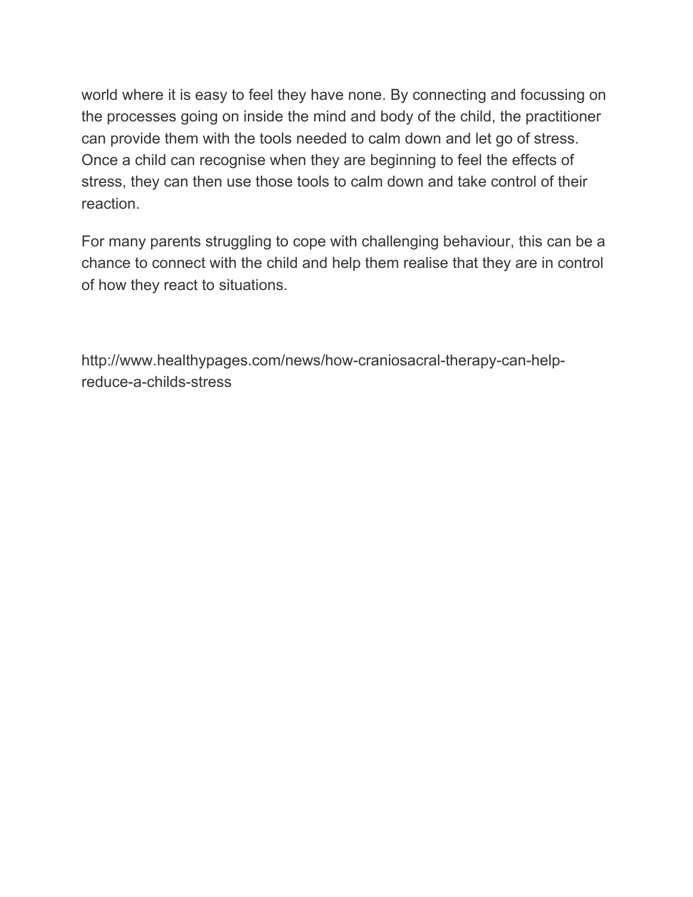world where it is easy to feel they have none. By connecting and focussing on the processes going on inside the mind and body of the child, the practitioner can provide them with the tools needed to calm down and let go of stress. Once a child can recognise when they are beginning to feel the effects of stress, they can then use those tools to calm down and take control of their reaction.

For many parents struggling to cope with challenging behaviour, this can be a chance to connect with the child and help them realise that they are in control of how they react to situations.

http://www.healthypages.com/news/how-craniosacral-therapy-can-help-reduce-a-childs-stress